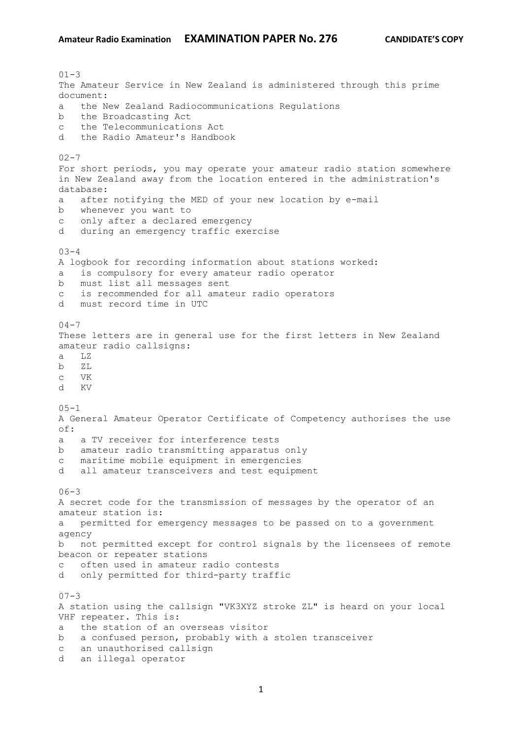# Amateur Radio Examination — EXAMINATION PAPER No. 276 — CANDIDATE'S COPY

01-3
The Amateur Service in New Zealand is administered through this prime document:
a   the New Zealand Radiocommunications Regulations
b   the Broadcasting Act
c   the Telecommunications Act
d   the Radio Amateur's Handbook

02-7
For short periods, you may operate your amateur radio station somewhere in New Zealand away from the location entered in the administration's database:
a   after notifying the MED of your new location by e-mail
b   whenever you want to
c   only after a declared emergency
d   during an emergency traffic exercise

03-4
A logbook for recording information about stations worked:
a   is compulsory for every amateur radio operator
b   must list all messages sent
c   is recommended for all amateur radio operators
d   must record time in UTC

04-7
These letters are in general use for the first letters in New Zealand amateur radio callsigns:
a   LZ
b   ZL
c   VK
d   KV

05-1
A General Amateur Operator Certificate of Competency authorises the use of:
a   a TV receiver for interference tests
b   amateur radio transmitting apparatus only
c   maritime mobile equipment in emergencies
d   all amateur transceivers and test equipment

06-3
A secret code for the transmission of messages by the operator of an amateur station is:
a   permitted for emergency messages to be passed on to a government agency
b   not permitted except for control signals by the licensees of remote beacon or repeater stations
c   often used in amateur radio contests
d   only permitted for third-party traffic

07-3
A station using the callsign "VK3XYZ stroke ZL" is heard on your local VHF repeater. This is:
a   the station of an overseas visitor
b   a confused person, probably with a stolen transceiver
c   an unauthorised callsign
d   an illegal operator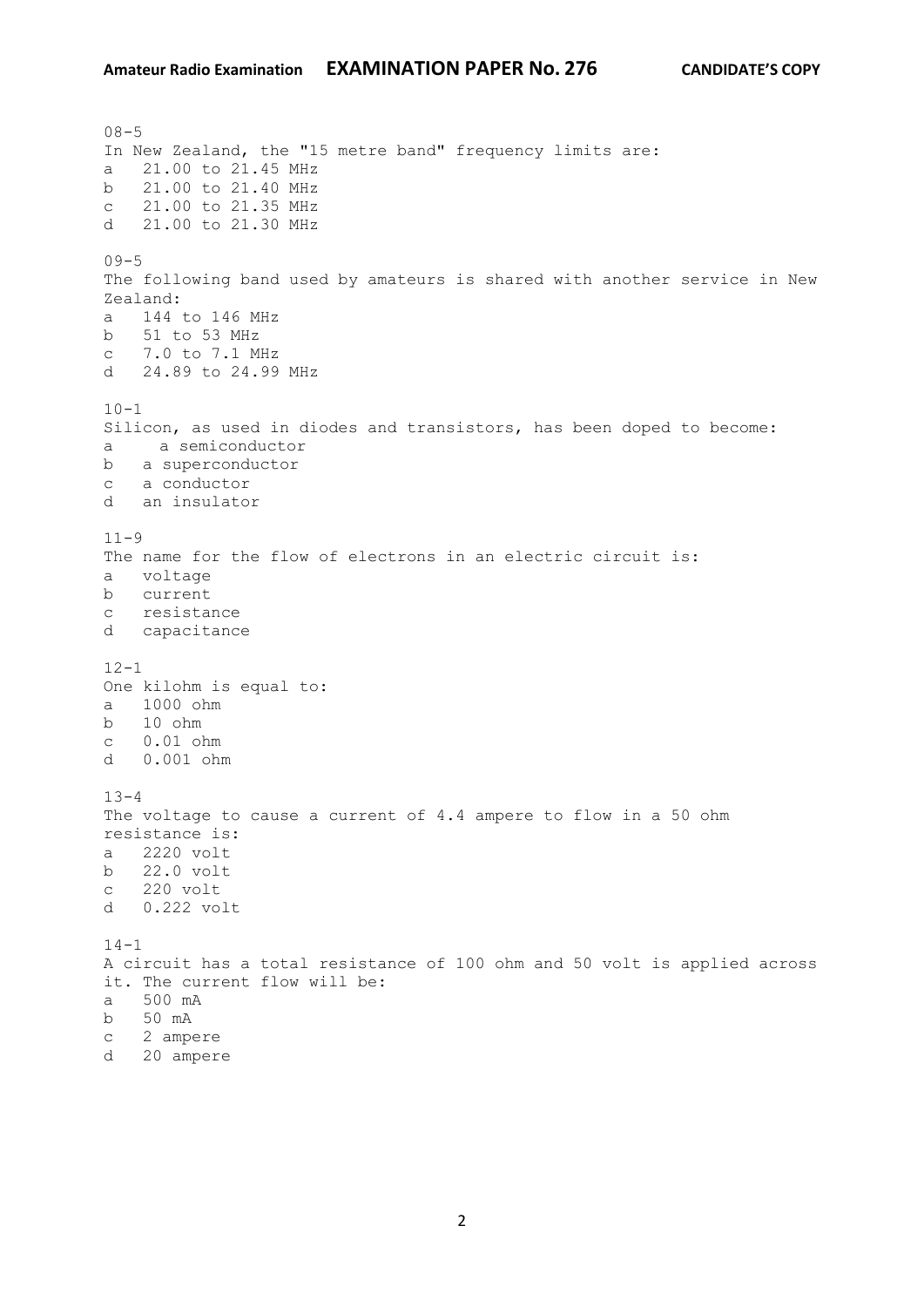08-5
In New Zealand, the "15 metre band" frequency limits are:
a   21.00 to 21.45 MHz
b   21.00 to 21.40 MHz
c   21.00 to 21.35 MHz
d   21.00 to 21.30 MHz

09-5
The following band used by amateurs is shared with another service in New Zealand:
a   144 to 146 MHz
b   51 to 53 MHz
c   7.0 to 7.1 MHz
d   24.89 to 24.99 MHz

10-1
Silicon, as used in diodes and transistors, has been doped to become:
a   a semiconductor
b   a superconductor
c   a conductor
d   an insulator

11-9
The name for the flow of electrons in an electric circuit is:
a   voltage
b   current
c   resistance
d   capacitance

12-1
One kilohm is equal to:
a   1000 ohm
b   10 ohm
c   0.01 ohm
d   0.001 ohm

13-4
The voltage to cause a current of 4.4 ampere to flow in a 50 ohm resistance is:
a   2220 volt
b   22.0 volt
c   220 volt
d   0.222 volt

14-1
A circuit has a total resistance of 100 ohm and 50 volt is applied across it. The current flow will be:
a   500 mA
b   50 mA
c   2 ampere
d   20 ampere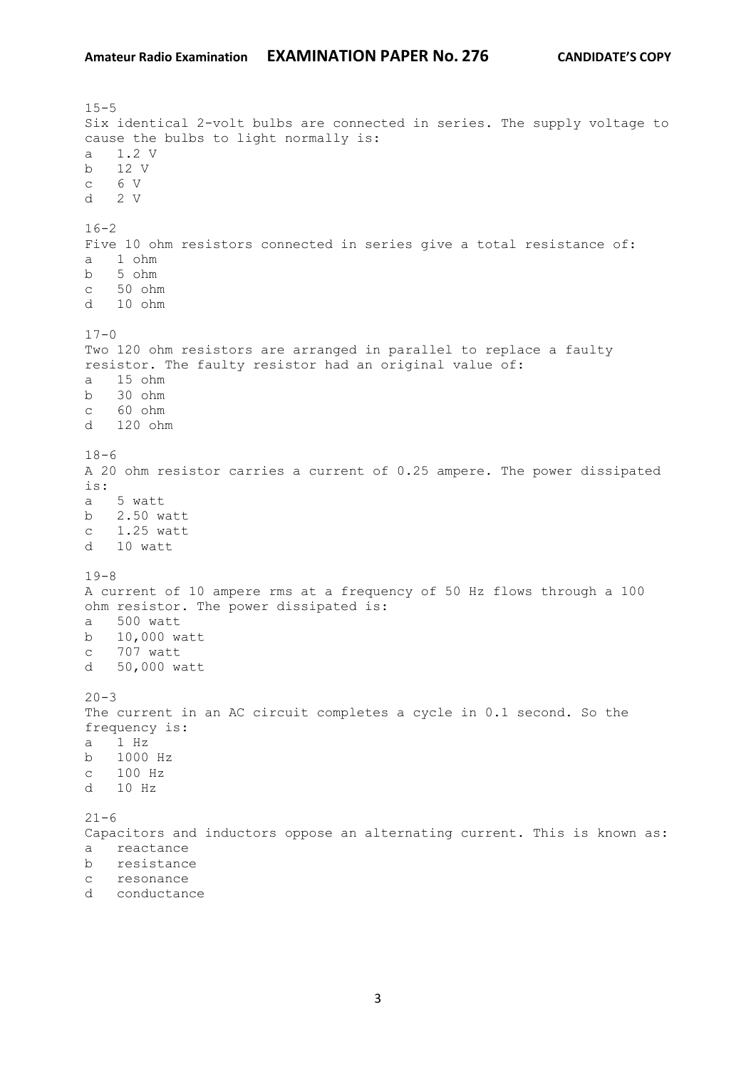15-5
Six identical 2-volt bulbs are connected in series. The supply voltage to cause the bulbs to light normally is:

a   1.2 V  
b   12 V  
c   6 V  
d   2 V

16-2
Five 10 ohm resistors connected in series give a total resistance of:

a   1 ohm  
b   5 ohm  
c   50 ohm  
d   10 ohm

17-0
Two 120 ohm resistors are arranged in parallel to replace a faulty resistor. The faulty resistor had an original value of:

a   15 ohm  
b   30 ohm  
c   60 ohm  
d   120 ohm

18-6
A 20 ohm resistor carries a current of 0.25 ampere. The power dissipated is:

a   5 watt  
b   2.50 watt  
c   1.25 watt  
d   10 watt

19-8
A current of 10 ampere rms at a frequency of 50 Hz flows through a 100 ohm resistor. The power dissipated is:

a   500 watt  
b   10,000 watt  
c   707 watt  
d   50,000 watt

20-3
The current in an AC circuit completes a cycle in 0.1 second. So the frequency is:

a   1 Hz  
b   1000 Hz  
c   100 Hz  
d   10 Hz

21-6
Capacitors and inductors oppose an alternating current. This is known as:

a   reactance  
b   resistance  
c   resonance  
d   conductance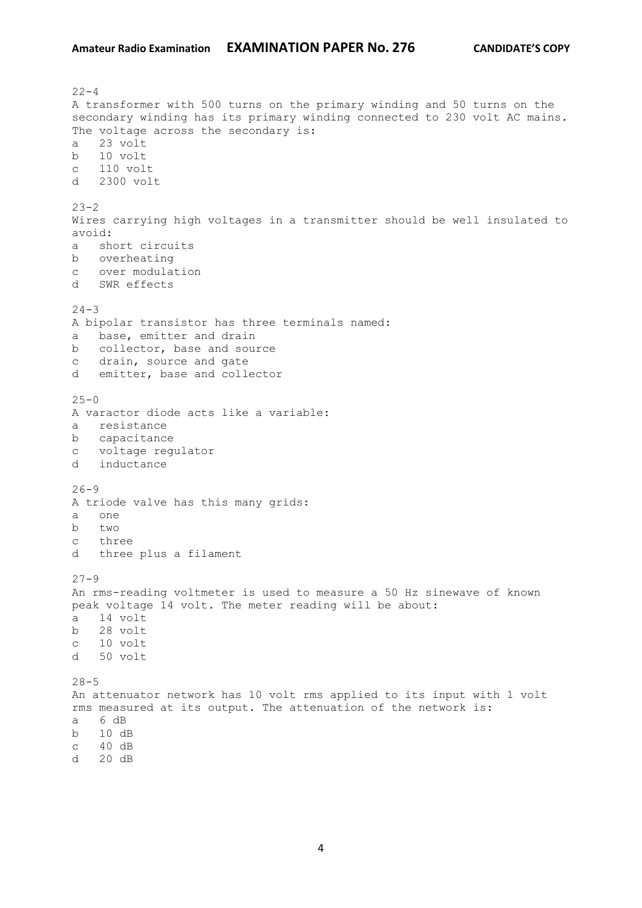22-4
A transformer with 500 turns on the primary winding and 50 turns on the secondary winding has its primary winding connected to 230 volt AC mains. The voltage across the secondary is:

a 23 volt
b 10 volt
c 110 volt
d 2300 volt

23-2
Wires carrying high voltages in a transmitter should be well insulated to avoid:

a short circuits
b overheating
c over modulation
d SWR effects

24-3
A bipolar transistor has three terminals named:

a base, emitter and drain
b collector, base and source
c drain, source and gate
d emitter, base and collector

25-0
A varactor diode acts like a variable:

a resistance
b capacitance
c voltage regulator
d inductance

26-9
A triode valve has this many grids:

a one
b two
c three
d three plus a filament

27-9
An rms-reading voltmeter is used to measure a 50 Hz sinewave of known peak voltage 14 volt. The meter reading will be about:

a 14 volt
b 28 volt
c 10 volt
d 50 volt

28-5
An attenuator network has 10 volt rms applied to its input with 1 volt rms measured at its output. The attenuation of the network is:

a 6 dB
b 10 dB
c 40 dB
d 20 dB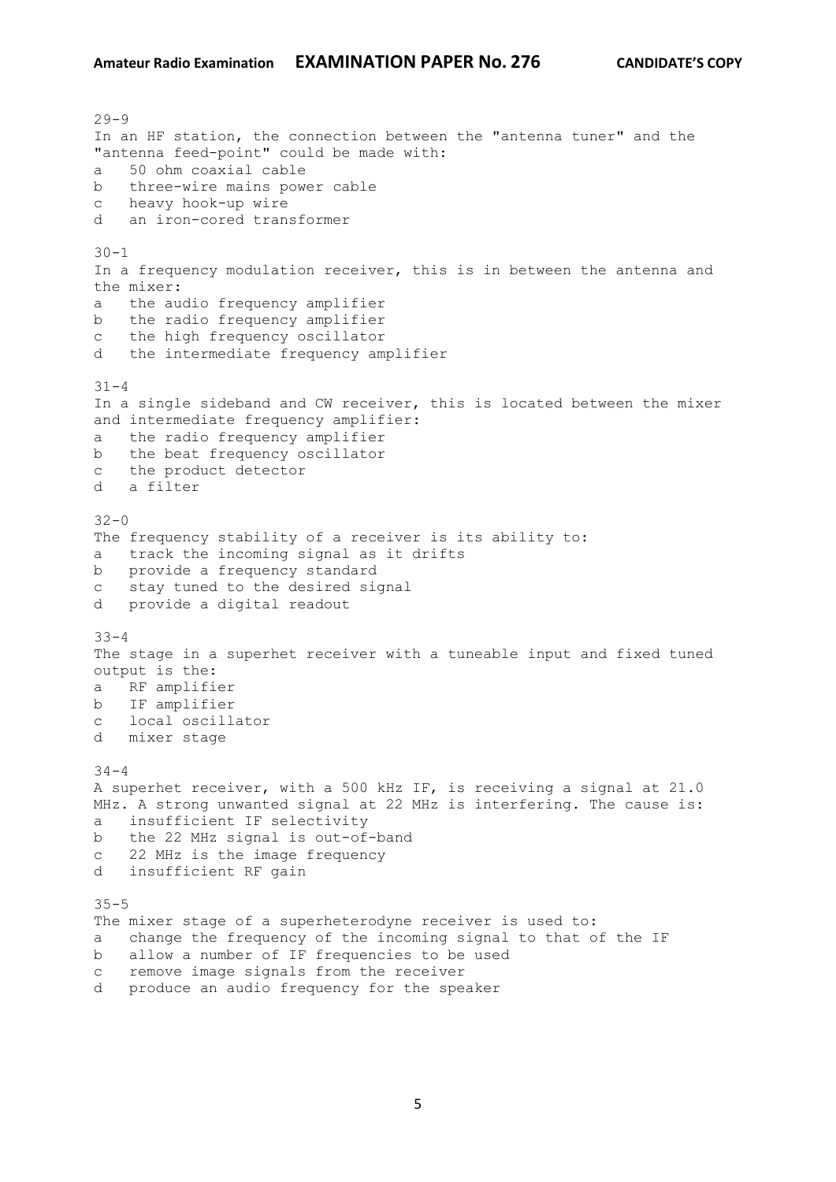29-9
In an HF station, the connection between the "antenna tuner" and the "antenna feed-point" could be made with:

a   50 ohm coaxial cable
b   three-wire mains power cable
c   heavy hook-up wire
d   an iron-cored transformer

30-1
In a frequency modulation receiver, this is in between the antenna and the mixer:

a   the audio frequency amplifier
b   the radio frequency amplifier
c   the high frequency oscillator
d   the intermediate frequency amplifier

31-4
In a single sideband and CW receiver, this is located between the mixer and intermediate frequency amplifier:

a   the radio frequency amplifier
b   the beat frequency oscillator
c   the product detector
d   a filter

32-0
The frequency stability of a receiver is its ability to:

a   track the incoming signal as it drifts
b   provide a frequency standard
c   stay tuned to the desired signal
d   provide a digital readout

33-4
The stage in a superhet receiver with a tuneable input and fixed tuned output is the:

a   RF amplifier
b   IF amplifier
c   local oscillator
d   mixer stage

34-4
A superhet receiver, with a 500 kHz IF, is receiving a signal at 21.0 MHz. A strong unwanted signal at 22 MHz is interfering. The cause is:

a   insufficient IF selectivity
b   the 22 MHz signal is out-of-band
c   22 MHz is the image frequency
d   insufficient RF gain

35-5
The mixer stage of a superheterodyne receiver is used to:

a   change the frequency of the incoming signal to that of the IF
b   allow a number of IF frequencies to be used
c   remove image signals from the receiver
d   produce an audio frequency for the speaker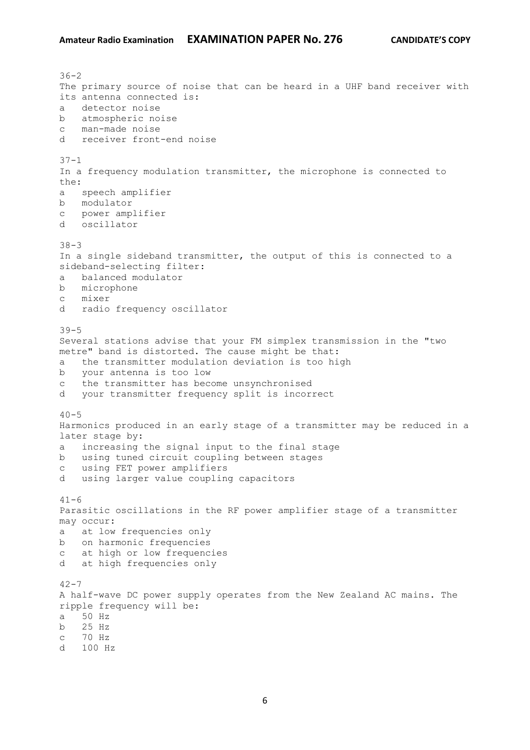36-2
The primary source of noise that can be heard in a UHF band receiver with its antenna connected is:

a detector noise
b atmospheric noise
c man-made noise
d receiver front-end noise

37-1
In a frequency modulation transmitter, the microphone is connected to the:

a speech amplifier
b modulator
c power amplifier
d oscillator

38-3
In a single sideband transmitter, the output of this is connected to a sideband-selecting filter:

a balanced modulator
b microphone
c mixer
d radio frequency oscillator

39-5
Several stations advise that your FM simplex transmission in the "two metre" band is distorted. The cause might be that:

a the transmitter modulation deviation is too high
b your antenna is too low
c the transmitter has become unsynchronised
d your transmitter frequency split is incorrect

40-5
Harmonics produced in an early stage of a transmitter may be reduced in a later stage by:

a increasing the signal input to the final stage
b using tuned circuit coupling between stages
c using FET power amplifiers
d using larger value coupling capacitors

41-6
Parasitic oscillations in the RF power amplifier stage of a transmitter may occur:

a at low frequencies only
b on harmonic frequencies
c at high or low frequencies
d at high frequencies only

42-7
A half-wave DC power supply operates from the New Zealand AC mains. The ripple frequency will be:

a 50 Hz
b 25 Hz
c 70 Hz
d 100 Hz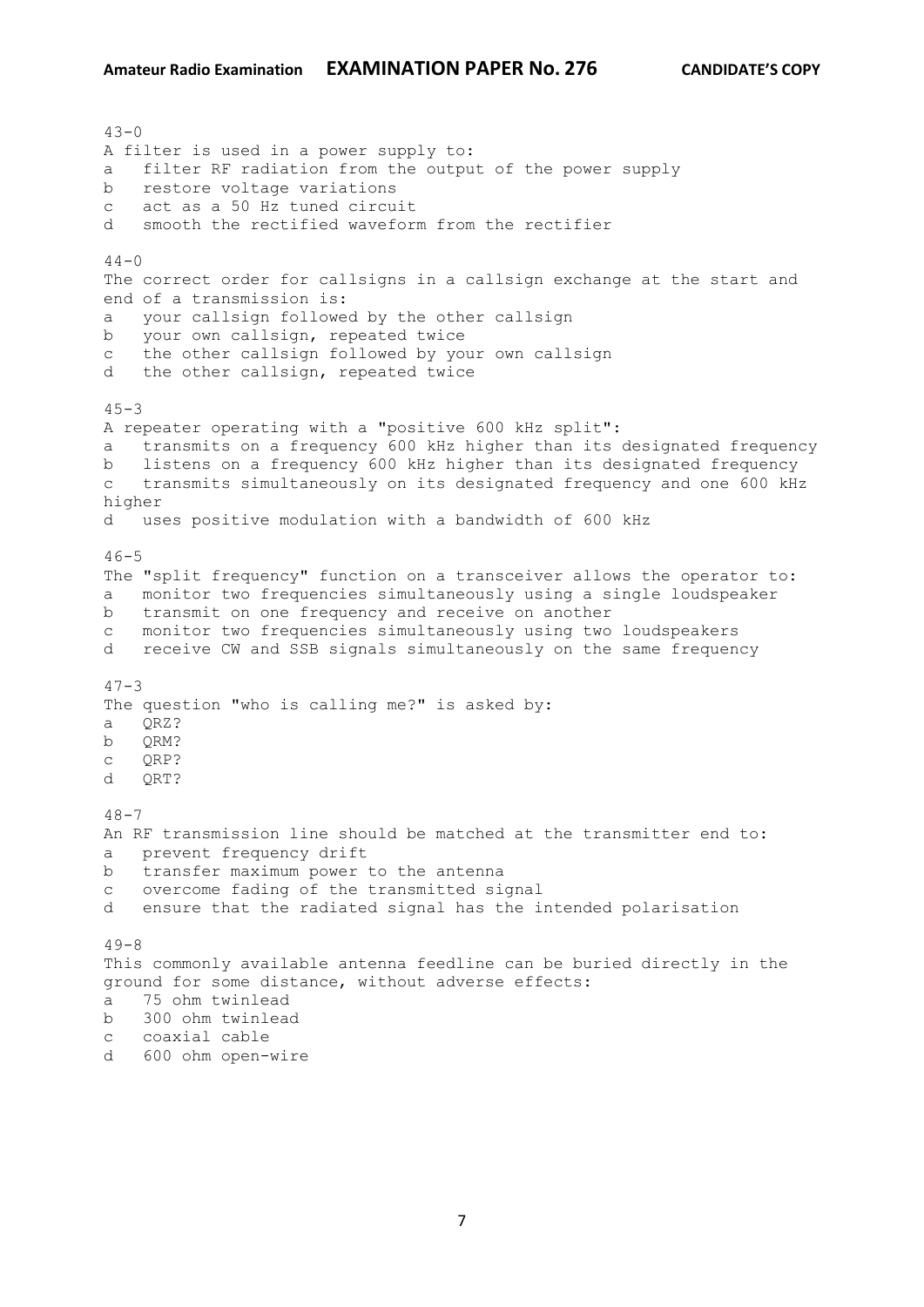43-0
A filter is used in a power supply to:
a   filter RF radiation from the output of the power supply
b   restore voltage variations
c   act as a 50 Hz tuned circuit
d   smooth the rectified waveform from the rectifier

44-0
The correct order for callsigns in a callsign exchange at the start and end of a transmission is:
a   your callsign followed by the other callsign
b   your own callsign, repeated twice
c   the other callsign followed by your own callsign
d   the other callsign, repeated twice

45-3
A repeater operating with a "positive 600 kHz split":
a   transmits on a frequency 600 kHz higher than its designated frequency
b   listens on a frequency 600 kHz higher than its designated frequency
c   transmits simultaneously on its designated frequency and one 600 kHz higher
d   uses positive modulation with a bandwidth of 600 kHz

46-5
The "split frequency" function on a transceiver allows the operator to:
a   monitor two frequencies simultaneously using a single loudspeaker
b   transmit on one frequency and receive on another
c   monitor two frequencies simultaneously using two loudspeakers
d   receive CW and SSB signals simultaneously on the same frequency

47-3
The question "who is calling me?" is asked by:
a   QRZ?
b   QRM?
c   QRP?
d   QRT?

48-7
An RF transmission line should be matched at the transmitter end to:
a   prevent frequency drift
b   transfer maximum power to the antenna
c   overcome fading of the transmitted signal
d   ensure that the radiated signal has the intended polarisation

49-8
This commonly available antenna feedline can be buried directly in the ground for some distance, without adverse effects:
a   75 ohm twinlead
b   300 ohm twinlead
c   coaxial cable
d   600 ohm open-wire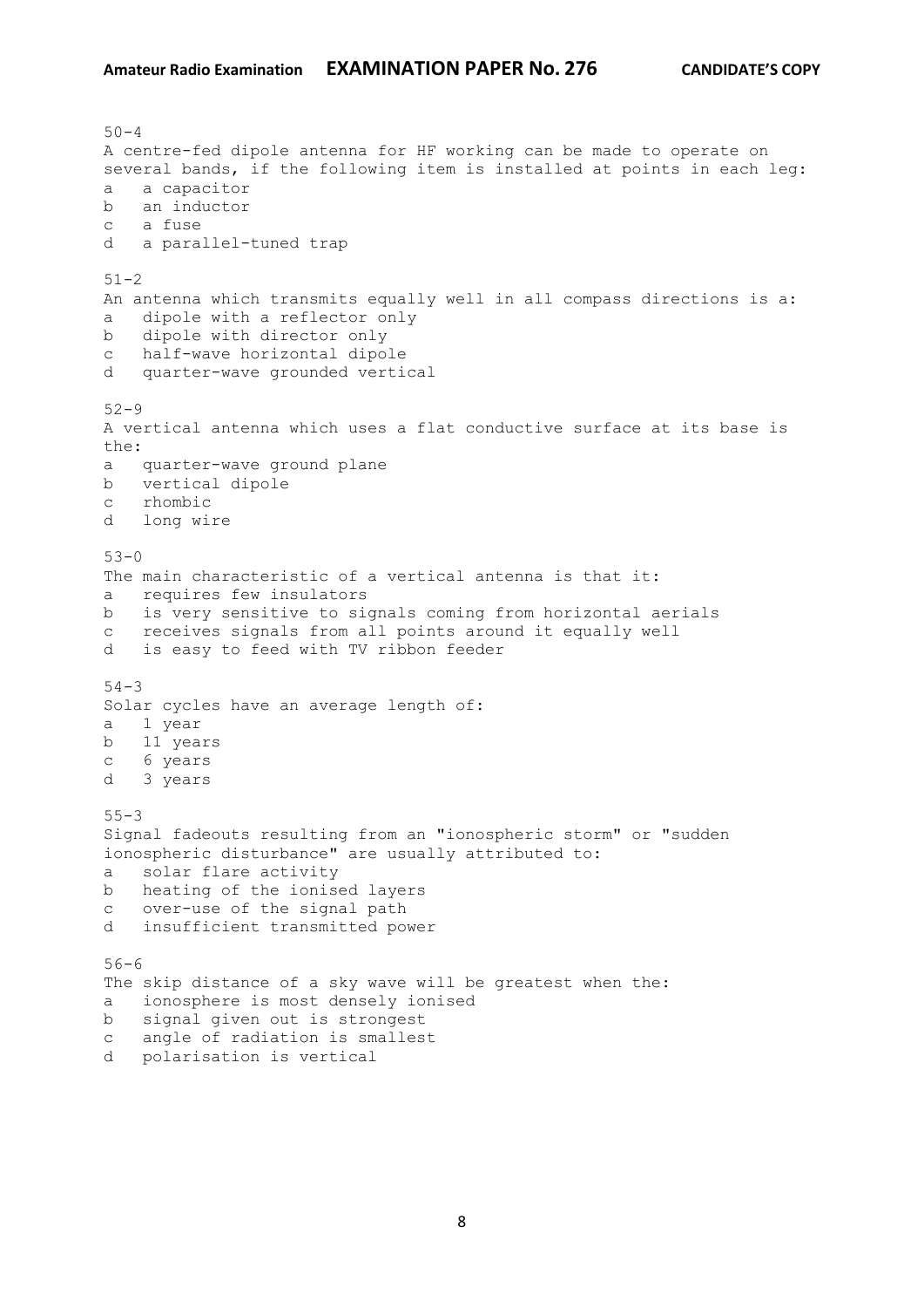50-4
A centre-fed dipole antenna for HF working can be made to operate on several bands, if the following item is installed at points in each leg:

a a capacitor
b an inductor
c a fuse
d a parallel-tuned trap

51-2
An antenna which transmits equally well in all compass directions is a:

a dipole with a reflector only
b dipole with director only
c half-wave horizontal dipole
d quarter-wave grounded vertical

52-9
A vertical antenna which uses a flat conductive surface at its base is the:

a quarter-wave ground plane
b vertical dipole
c rhombic
d long wire

53-0
The main characteristic of a vertical antenna is that it:

a requires few insulators
b is very sensitive to signals coming from horizontal aerials
c receives signals from all points around it equally well
d is easy to feed with TV ribbon feeder

54-3
Solar cycles have an average length of:

a 1 year
b 11 years
c 6 years
d 3 years

55-3
Signal fadeouts resulting from an "ionospheric storm" or "sudden ionospheric disturbance" are usually attributed to:

a solar flare activity
b heating of the ionised layers
c over-use of the signal path
d insufficient transmitted power

56-6
The skip distance of a sky wave will be greatest when the:

a ionosphere is most densely ionised
b signal given out is strongest
c angle of radiation is smallest
d polarisation is vertical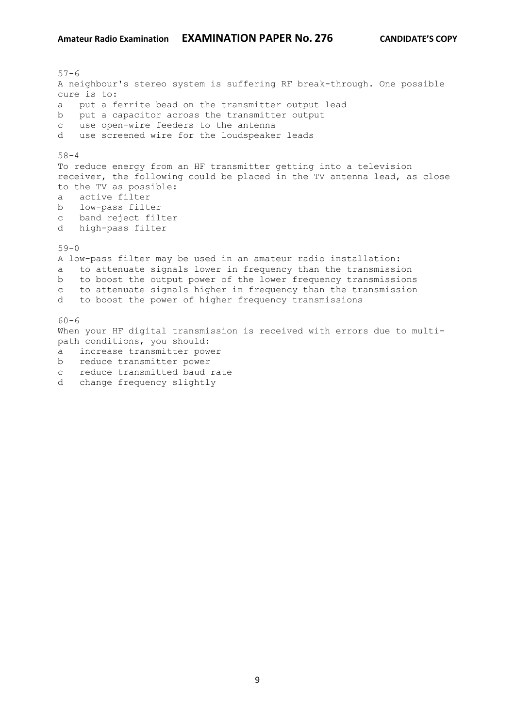57-6
A neighbour's stereo system is suffering RF break-through. One possible cure is to:

a put a ferrite bead on the transmitter output lead
b put a capacitor across the transmitter output
c use open-wire feeders to the antenna
d use screened wire for the loudspeaker leads

58-4
To reduce energy from an HF transmitter getting into a television receiver, the following could be placed in the TV antenna lead, as close to the TV as possible:

a active filter
b low-pass filter
c band reject filter
d high-pass filter

59-0
A low-pass filter may be used in an amateur radio installation:

a to attenuate signals lower in frequency than the transmission
b to boost the output power of the lower frequency transmissions
c to attenuate signals higher in frequency than the transmission
d to boost the power of higher frequency transmissions

60-6
When your HF digital transmission is received with errors due to multi-path conditions, you should:

a increase transmitter power
b reduce transmitter power
c reduce transmitted baud rate
d change frequency slightly